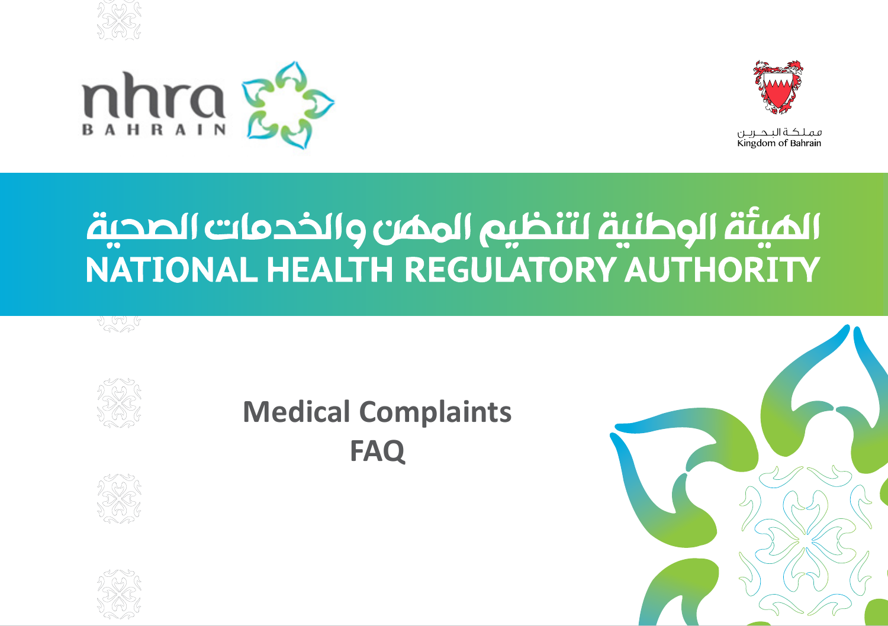nhra BAHRAIN

مملكة البحرين
Kingdom of Bahrain

# الهيئة الوطنية لتنظيم المهن والخدمات الصحية
# NATIONAL HEALTH REGULATORY AUTHORITY

## Medical Complaints
## FAQ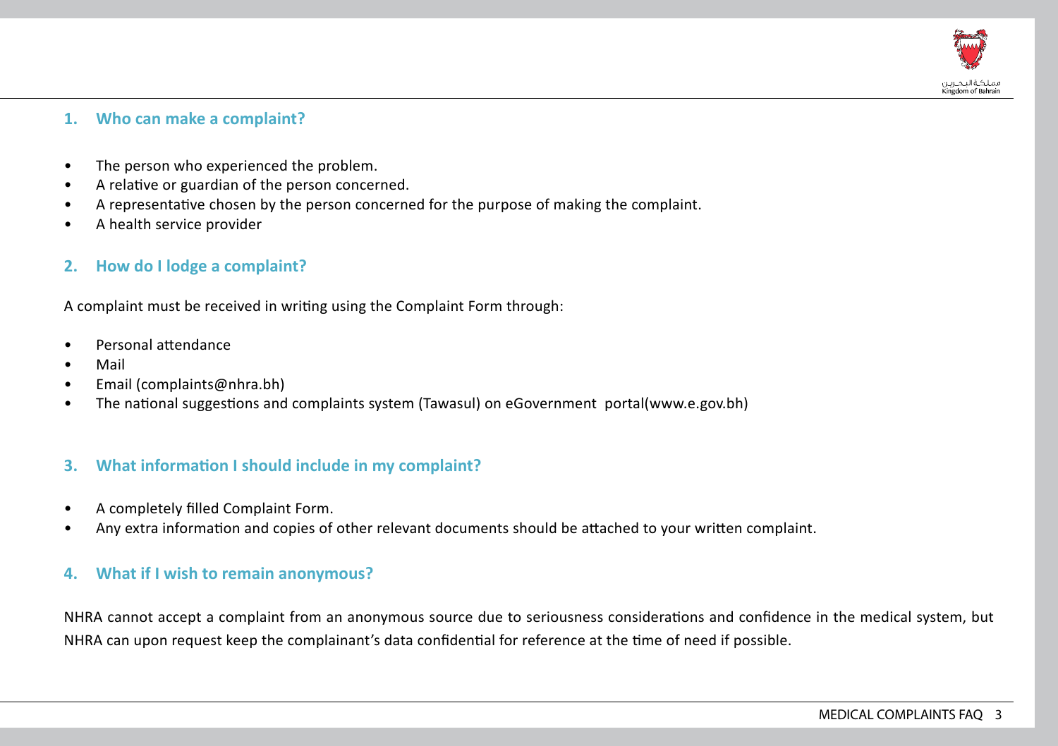## 1. Who can make a complaint?

- The person who experienced the problem.
- A relative or guardian of the person concerned.
- A representative chosen by the person concerned for the purpose of making the complaint.
- A health service provider

## 2. How do I lodge a complaint?

A complaint must be received in writing using the Complaint Form through:

- Personal attendance
- Mail
- Email (complaints@nhra.bh)
- The national suggestions and complaints system (Tawasul) on eGovernment portal(www.e.gov.bh)

## 3. What information I should include in my complaint?

- A completely filled Complaint Form.
- Any extra information and copies of other relevant documents should be attached to your written complaint.

## 4. What if I wish to remain anonymous?

NHRA cannot accept a complaint from an anonymous source due to seriousness considerations and confidence in the medical system, but NHRA can upon request keep the complainant's data confidential for reference at the time of need if possible.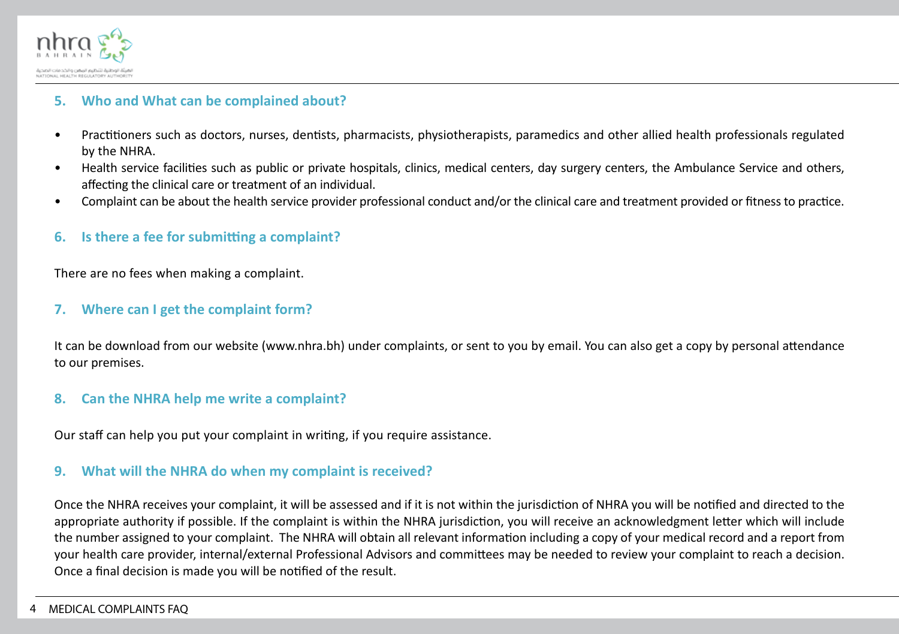## 5. Who and What can be complained about?

- Practitioners such as doctors, nurses, dentists, pharmacists, physiotherapists, paramedics and other allied health professionals regulated by the NHRA.
- Health service facilities such as public or private hospitals, clinics, medical centers, day surgery centers, the Ambulance Service and others, affecting the clinical care or treatment of an individual.
- Complaint can be about the health service provider professional conduct and/or the clinical care and treatment provided or fitness to practice.

## 6. Is there a fee for submitting a complaint?

There are no fees when making a complaint.

## 7. Where can I get the complaint form?

It can be download from our website (www.nhra.bh) under complaints, or sent to you by email. You can also get a copy by personal attendance to our premises.

## 8. Can the NHRA help me write a complaint?

Our staff can help you put your complaint in writing, if you require assistance.

## 9. What will the NHRA do when my complaint is received?

Once the NHRA receives your complaint, it will be assessed and if it is not within the jurisdiction of NHRA you will be notified and directed to the appropriate authority if possible. If the complaint is within the NHRA jurisdiction, you will receive an acknowledgment letter which will include the number assigned to your complaint. The NHRA will obtain all relevant information including a copy of your medical record and a report from your health care provider, internal/external Professional Advisors and committees may be needed to review your complaint to reach a decision. Once a final decision is made you will be notified of the result.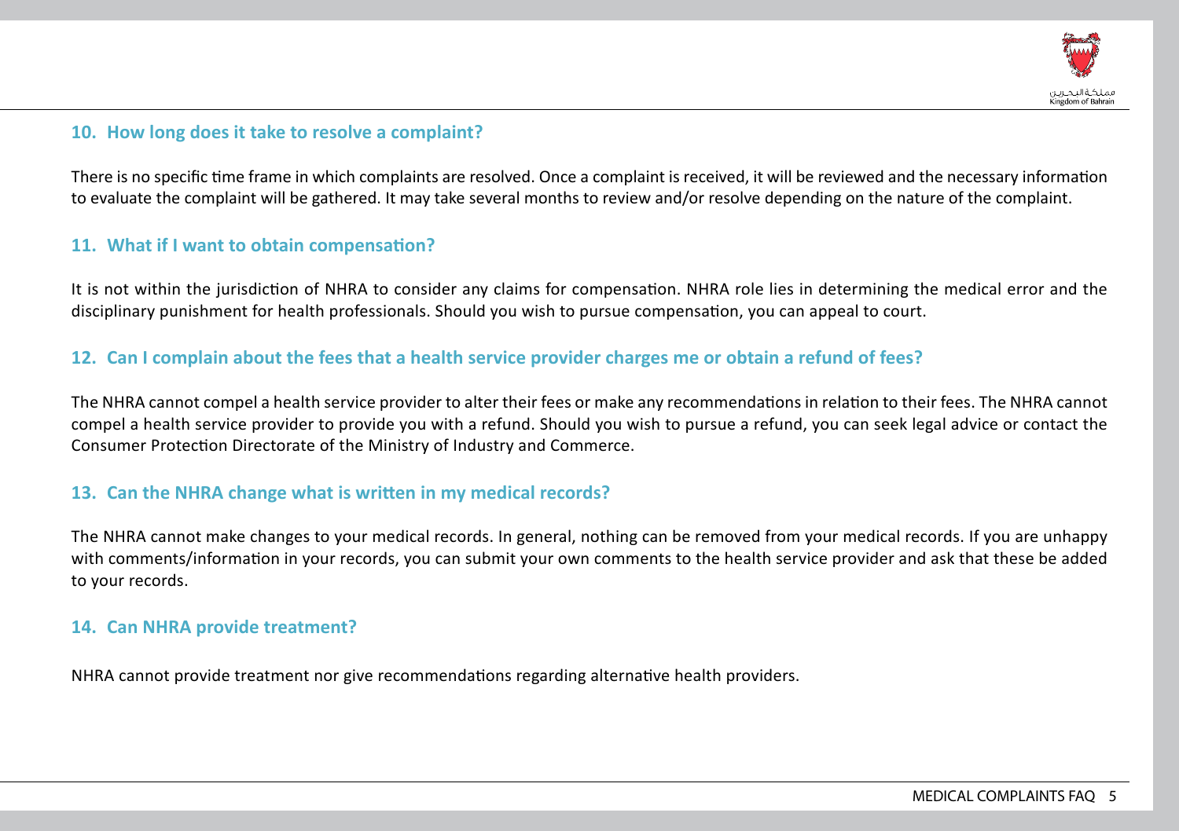## 10. How long does it take to resolve a complaint?

There is no specific time frame in which complaints are resolved. Once a complaint is received, it will be reviewed and the necessary information to evaluate the complaint will be gathered. It may take several months to review and/or resolve depending on the nature of the complaint.

## 11. What if I want to obtain compensation?

It is not within the jurisdiction of NHRA to consider any claims for compensation. NHRA role lies in determining the medical error and the disciplinary punishment for health professionals. Should you wish to pursue compensation, you can appeal to court.

## 12. Can I complain about the fees that a health service provider charges me or obtain a refund of fees?

The NHRA cannot compel a health service provider to alter their fees or make any recommendations in relation to their fees. The NHRA cannot compel a health service provider to provide you with a refund. Should you wish to pursue a refund, you can seek legal advice or contact the Consumer Protection Directorate of the Ministry of Industry and Commerce.

## 13. Can the NHRA change what is written in my medical records?

The NHRA cannot make changes to your medical records. In general, nothing can be removed from your medical records. If you are unhappy with comments/information in your records, you can submit your own comments to the health service provider and ask that these be added to your records.

## 14. Can NHRA provide treatment?

NHRA cannot provide treatment nor give recommendations regarding alternative health providers.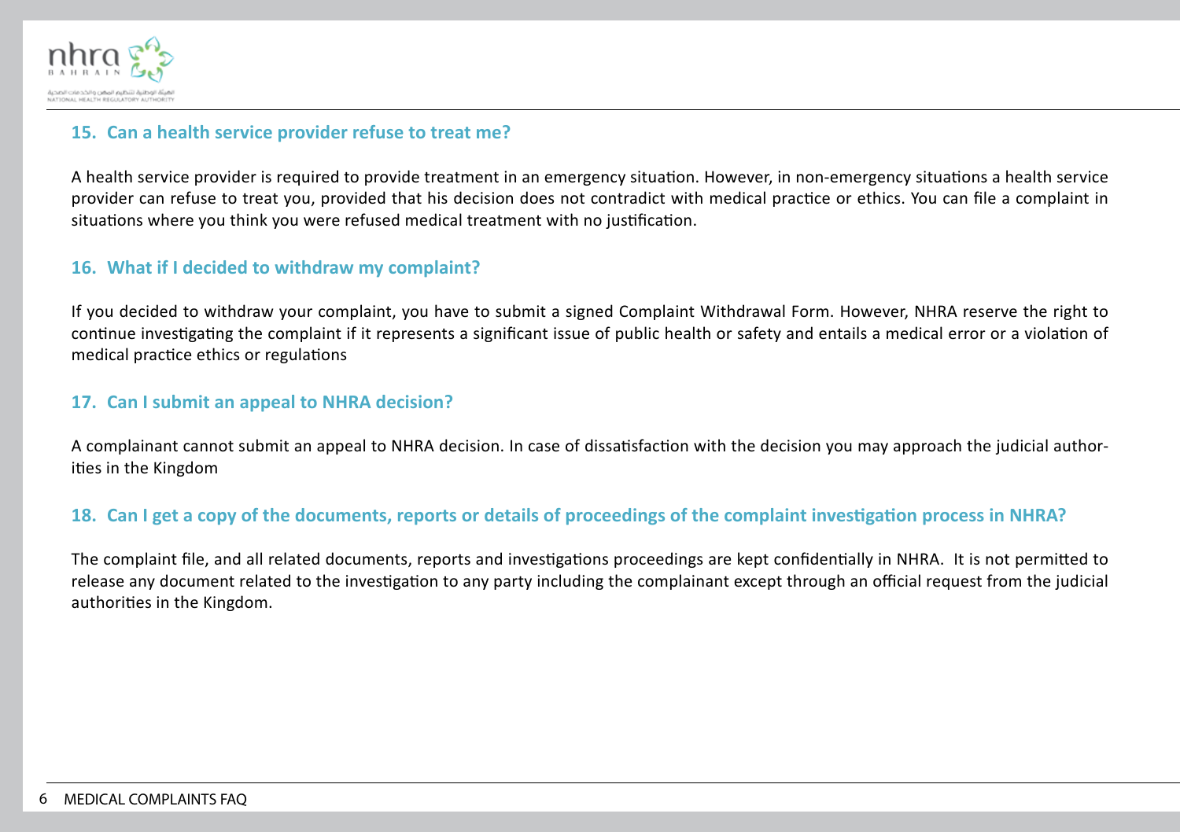## 15. Can a health service provider refuse to treat me?

A health service provider is required to provide treatment in an emergency situation. However, in non-emergency situations a health service provider can refuse to treat you, provided that his decision does not contradict with medical practice or ethics. You can file a complaint in situations where you think you were refused medical treatment with no justification.

## 16. What if I decided to withdraw my complaint?

If you decided to withdraw your complaint, you have to submit a signed Complaint Withdrawal Form. However, NHRA reserve the right to continue investigating the complaint if it represents a significant issue of public health or safety and entails a medical error or a violation of medical practice ethics or regulations

## 17. Can I submit an appeal to NHRA decision?

A complainant cannot submit an appeal to NHRA decision. In case of dissatisfaction with the decision you may approach the judicial authorities in the Kingdom

## 18. Can I get a copy of the documents, reports or details of proceedings of the complaint investigation process in NHRA?

The complaint file, and all related documents, reports and investigations proceedings are kept confidentially in NHRA. It is not permitted to release any document related to the investigation to any party including the complainant except through an official request from the judicial authorities in the Kingdom.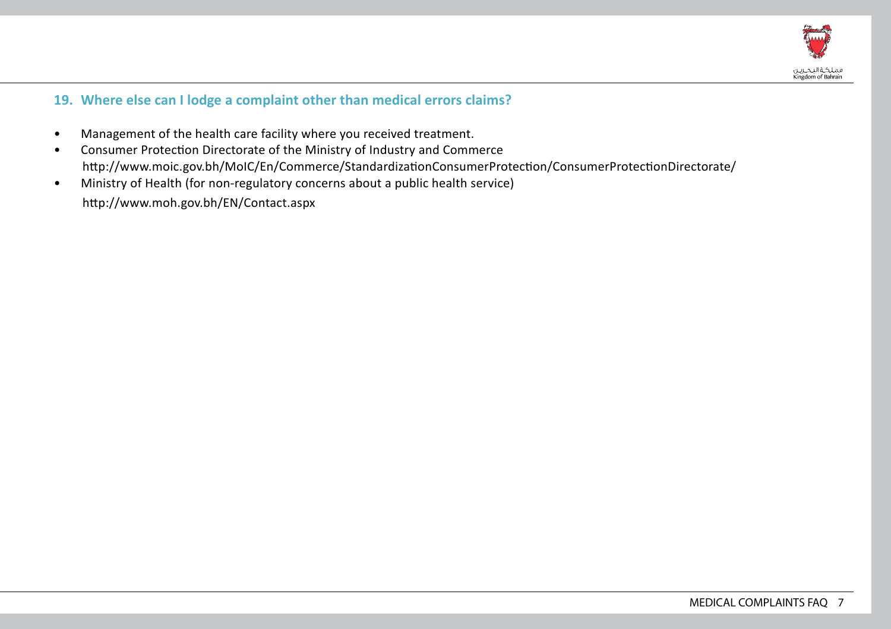## 19. Where else can I lodge a complaint other than medical errors claims?

- Management of the health care facility where you received treatment.
- Consumer Protection Directorate of the Ministry of Industry and Commerce
  http://www.moic.gov.bh/MoIC/En/Commerce/StandardizationConsumerProtection/ConsumerProtectionDirectorate/
- Ministry of Health (for non-regulatory concerns about a public health service)
  http://www.moh.gov.bh/EN/Contact.aspx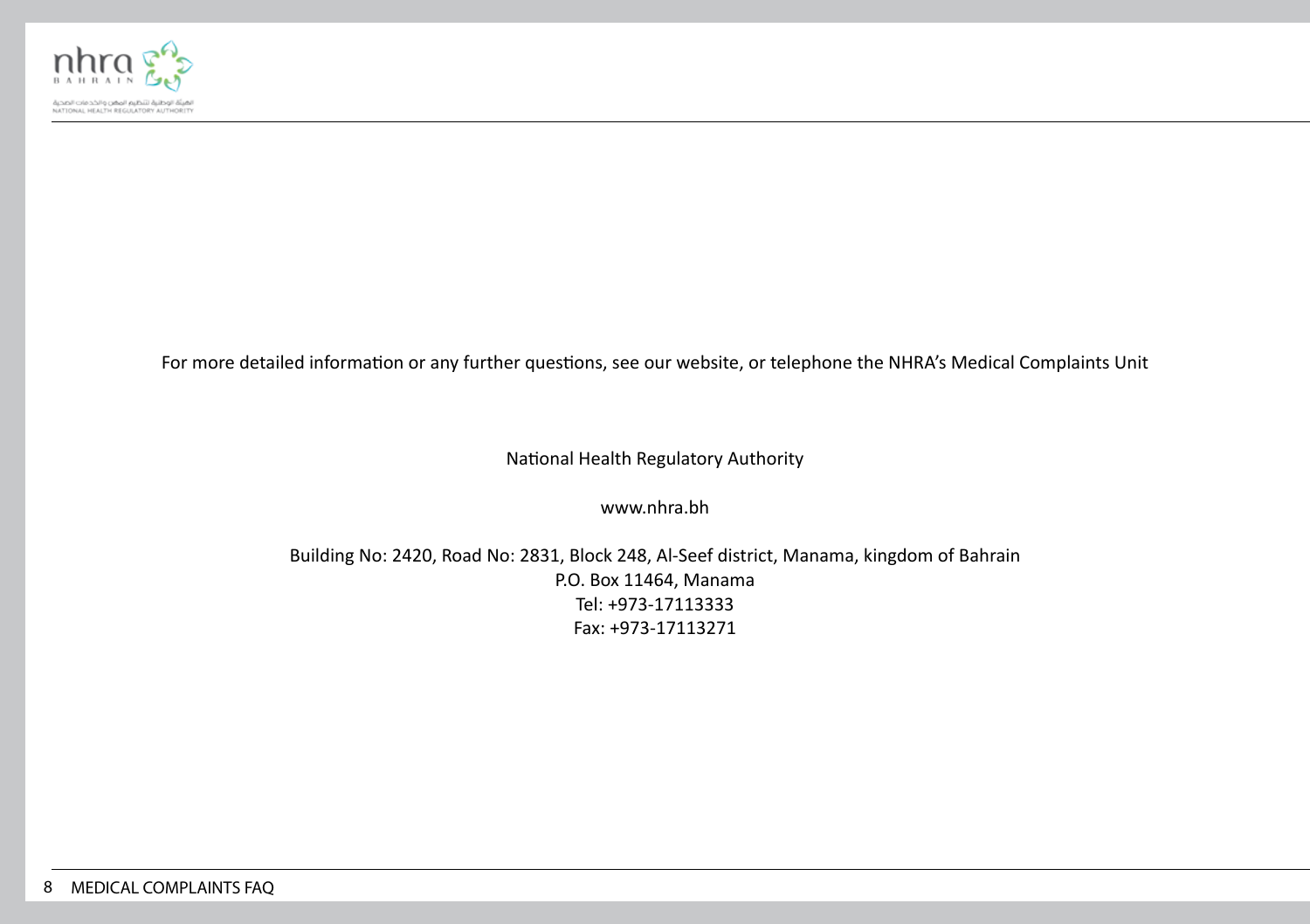For more detailed information or any further questions, see our website, or telephone the NHRA's Medical Complaints Unit

National Health Regulatory Authority

www.nhra.bh

Building No: 2420, Road No: 2831, Block 248, Al-Seef district, Manama, kingdom of Bahrain
P.O. Box 11464, Manama
Tel: +973-17113333
Fax: +973-17113271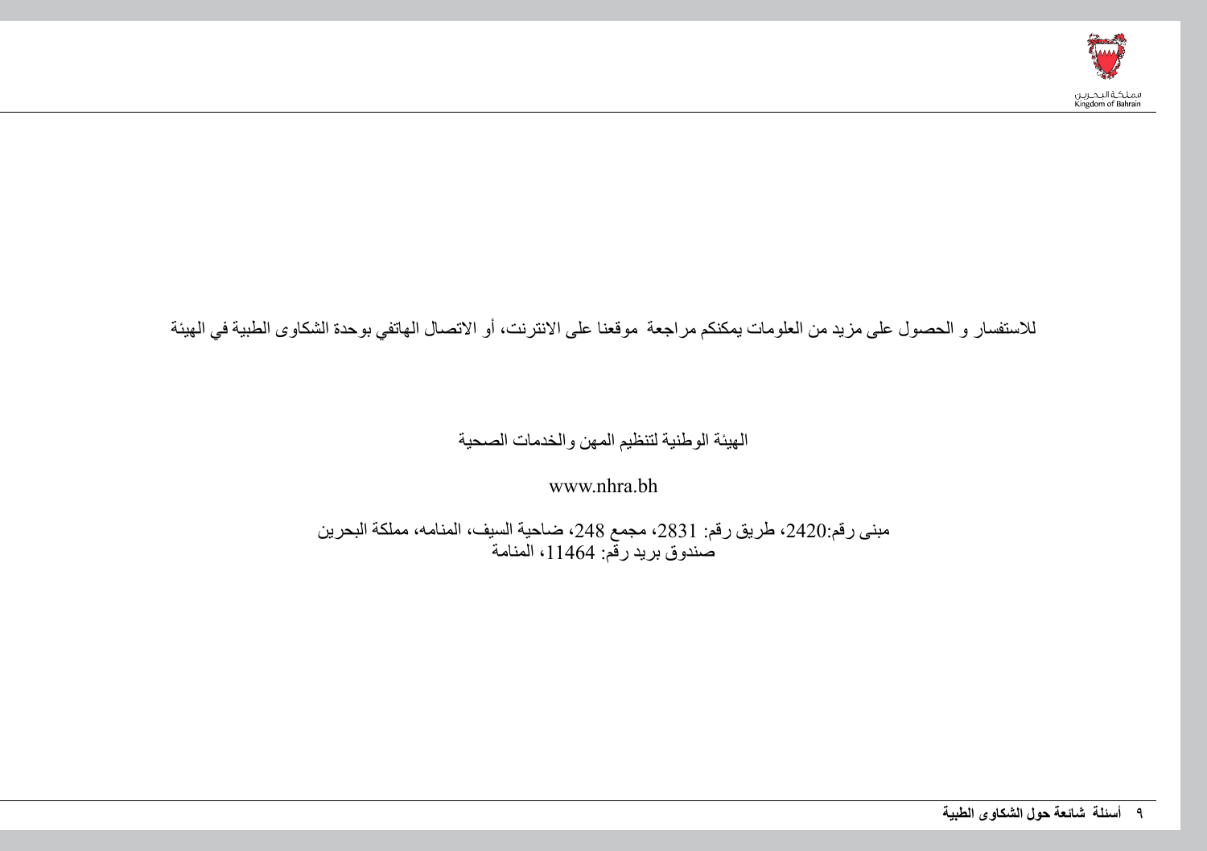للاستفسار و الحصول على مزيد من العلومات يمكنكم مراجعة موقعنا على الانترنت، أو الاتصال الهاتفي بوحدة الشكاوى الطبية في الهيئة

الهيئة الوطنية لتنظيم المهن والخدمات الصحية

www.nhra.bh

مبنى رقم:2420، طريق رقم: 2831، مجمع 248، ضاحية السيف، المنامه، مملكة البحرين
صندوق بريد رقم: 11464، المنامة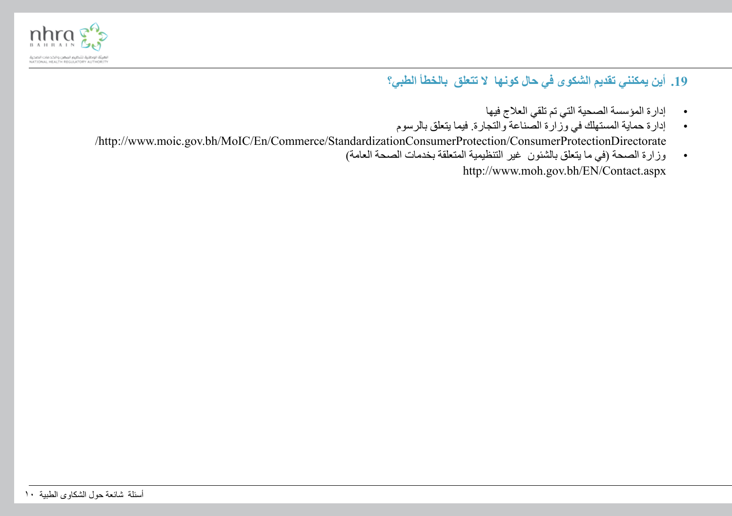## 19. أين يمكنني تقديم الشكوى في حال كونها لا تتعلق بالخطأ الطبي؟

- إدارة المؤسسة الصحية التي تم تلقي العلاج فيها
- إدارة حماية المستهلك في وزارة الصناعة والتجارة. فيما يتعلق بالرسوم
  http://www.moic.gov.bh/MoIC/En/Commerce/StandardizationConsumerProtection/ConsumerProtectionDirectorate/
- وزارة الصحة (في ما يتعلق بالشئون غير التنظيمية المتعلقة بخدمات الصحة العامة)
  http://www.moh.gov.bh/EN/Contact.aspx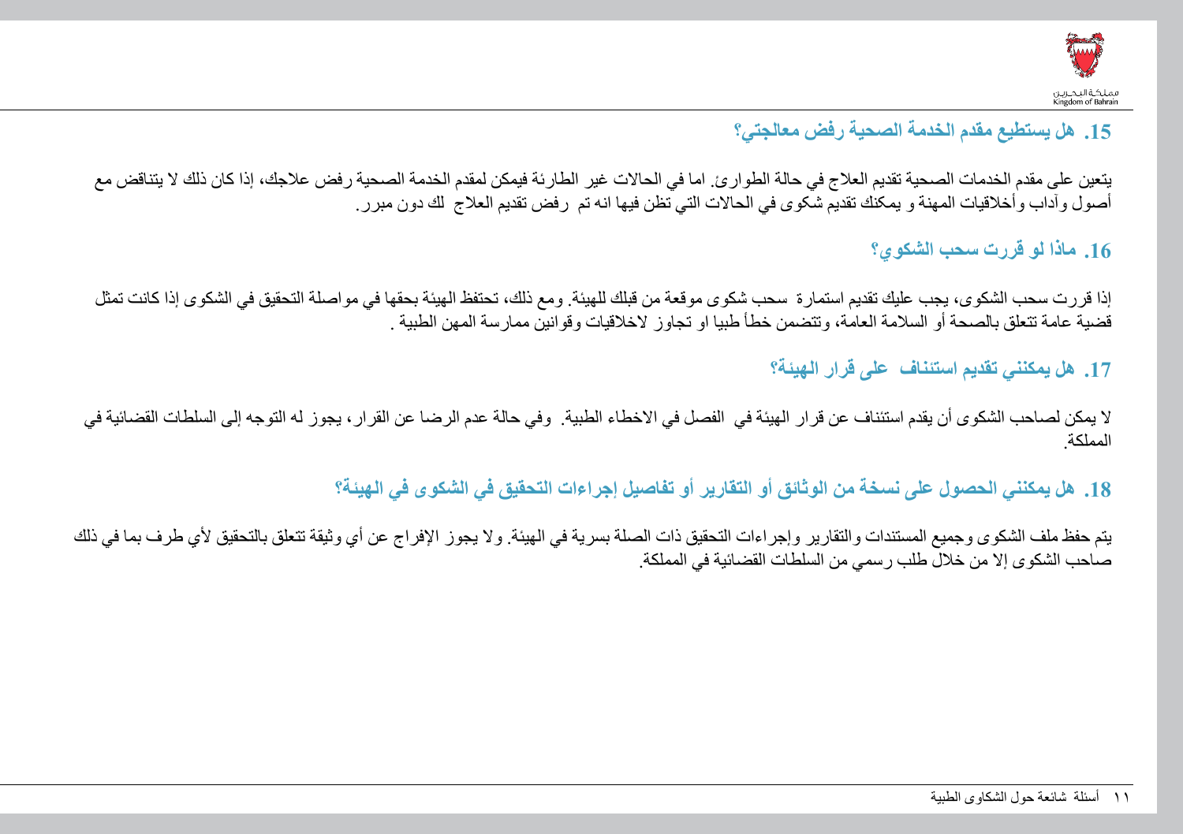## 15. هل يستطيع مقدم الخدمة الصحية رفض معالجتي؟

يتعين على مقدم الخدمات الصحية تقديم العلاج في حالة الطوارئ. اما في الحالات غير الطارئة فيمكن لمقدم الخدمة الصحية رفض علاجك، إذا كان ذلك لا يتناقض مع أصول وآداب وأخلاقيات المهنة و يمكنك تقديم شكوى في الحالات التي تظن فيها انه تم رفض تقديم العلاج لك دون مبرر.

## 16. ماذا لو قررت سحب الشكوي؟

إذا قررت سحب الشكوى، يجب عليك تقديم استمارة سحب شكوى موقعة من قبلك للهيئة. ومع ذلك، تحتفظ الهيئة بحقها في مواصلة التحقيق في الشكوى إذا كانت تمثل قضية عامة تتعلق بالصحة أو السلامة العامة، وتتضمن خطأ طبيا او تجاوز لاخلاقيات وقوانين ممارسة المهن الطبية .

## 17. هل يمكنني تقديم استئناف على قرار الهيئة؟

لا يمكن لصاحب الشكوى أن يقدم استئناف عن قرار الهيئة في الفصل في الاخطاء الطبية. وفي حالة عدم الرضا عن القرار، يجوز له التوجه إلى السلطات القضائية في المملكة.

## 18. هل يمكنني الحصول على نسخة من الوثائق أو التقارير أو تفاصيل إجراءات التحقيق في الشكوى في الهيئة؟

يتم حفظ ملف الشكوى وجميع المستندات والتقارير وإجراءات التحقيق ذات الصلة بسرية في الهيئة. ولا يجوز الإفراج عن أي وثيقة تتعلق بالتحقيق لأي طرف بما في ذلك صاحب الشكوى إلا من خلال طلب رسمي من السلطات القضائية في المملكة.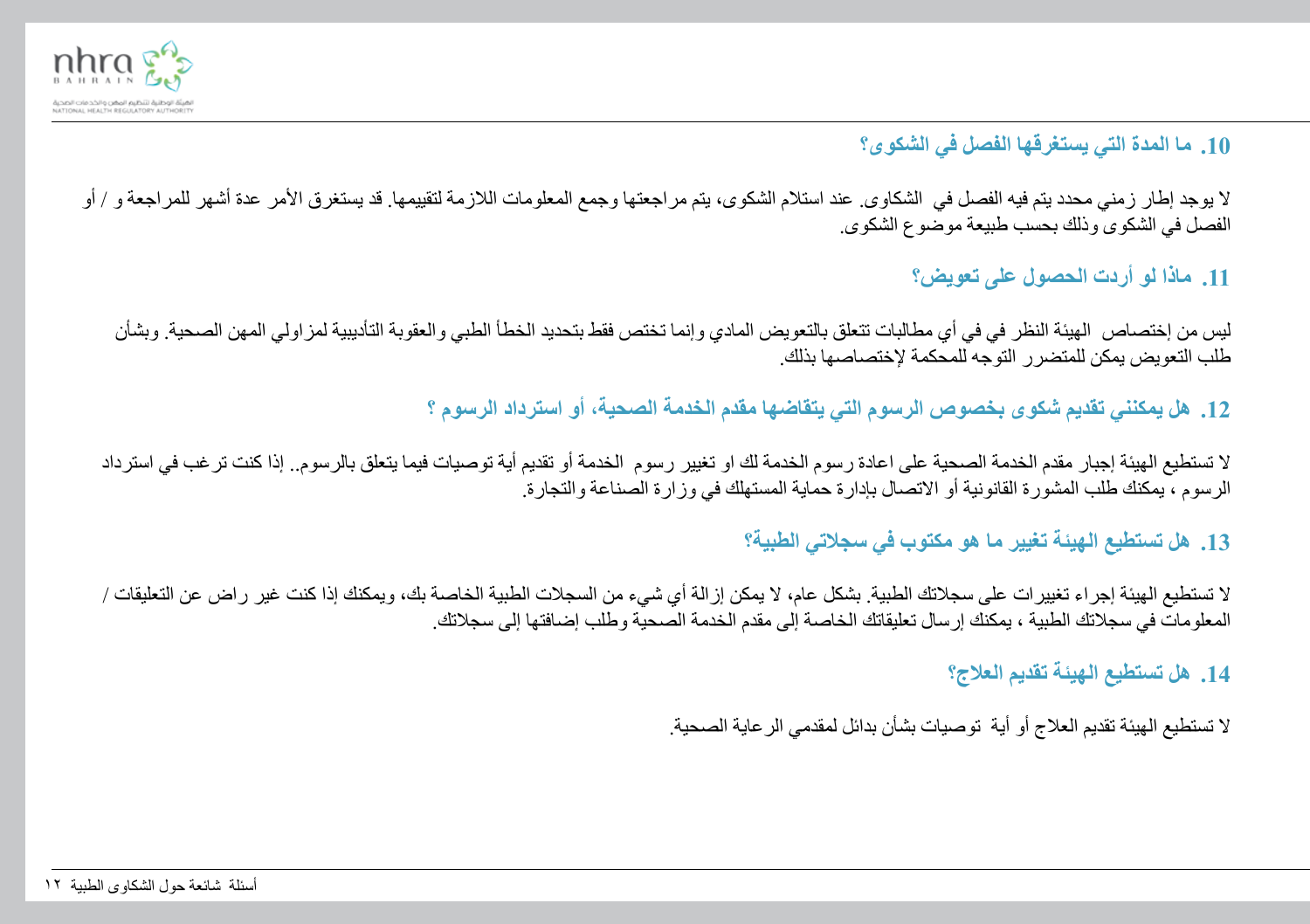### 10. ما المدة التي يستغرقها الفصل في الشكوى؟

لا يوجد إطار زمني محدد يتم فيه الفصل في الشكاوى. عند استلام الشكوى، يتم مراجعتها وجمع المعلومات اللازمة لتقييمها. قد يستغرق الأمر عدة أشهر للمراجعة و / أو الفصل في الشكوى وذلك بحسب طبيعة موضوع الشكوى.

### 11. ماذا لو أردت الحصول على تعويض؟

ليس من إختصاص الهيئة النظر في في أي مطالبات تتعلق بالتعويض المادي وإنما تختص فقط بتحديد الخطأ الطبي والعقوبة التأديبية لمزاولي المهن الصحية. وبشأن طلب التعويض يمكن للمتضرر التوجه للمحكمة لإختصاصها بذلك.

### 12. هل يمكنني تقديم شكوى بخصوص الرسوم التي يتقاضها مقدم الخدمة الصحية، أو استرداد الرسوم ؟

لا تستطيع الهيئة إجبار مقدم الخدمة الصحية على اعادة رسوم الخدمة لك او تغيير رسوم الخدمة أو تقديم أية توصيات فيما يتعلق بالرسوم.. إذا كنت ترغب في استرداد الرسوم ، يمكنك طلب المشورة القانونية أو الاتصال بإدارة حماية المستهلك في وزارة الصناعة والتجارة.

### 13. هل تستطيع الهيئة تغيير ما هو مكتوب في سجلاتي الطبية؟

لا تستطيع الهيئة إجراء تغييرات على سجلاتك الطبية. بشكل عام، لا يمكن إزالة أي شيء من السجلات الطبية الخاصة بك، ويمكنك إذا كنت غير راض عن التعليقات / المعلومات في سجلاتك الطبية ، يمكنك إرسال تعليقاتك الخاصة إلى مقدم الخدمة الصحية وطلب إضافتها إلى سجلاتك.

### 14. هل تستطيع الهيئة تقديم العلاج؟

لا تستطيع الهيئة تقديم العلاج أو أية توصيات بشأن بدائل لمقدمي الرعاية الصحية.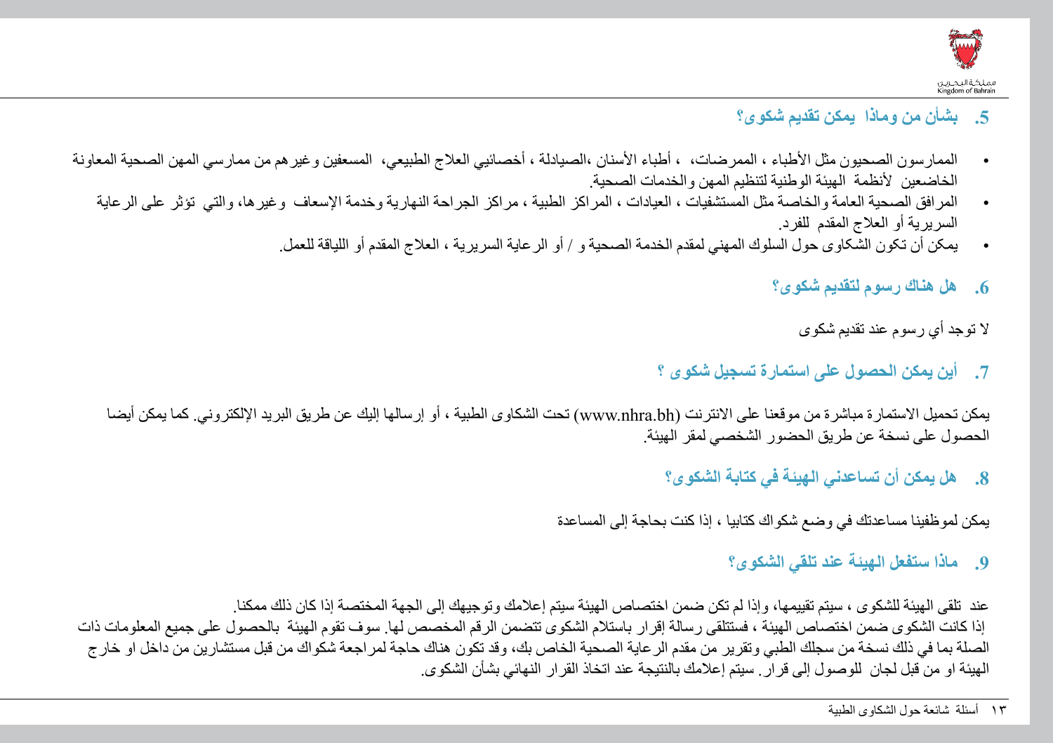## 5. بشأن من وماذا يمكن تقديم شكوى؟

- الممارسون الصحيون مثل الأطباء ، الممرضات، ، أطباء الأسنان ،الصيادلة ، أخصائيي العلاج الطبيعي، المسعفين وغيرهم من ممارسي المهن الصحية المعاونة الخاضعين لأنظمة الهيئة الوطنية لتنظيم المهن والخدمات الصحية.
- المرافق الصحية العامة والخاصة مثل المستشفيات ، العيادات ، المراكز الطبية ، مراكز الجراحة النهارية وخدمة الإسعاف وغيرها، والتي تؤثر على الرعاية السريرية أو العلاج المقدم للفرد.
- يمكن أن تكون الشكاوى حول السلوك المهني لمقدم الخدمة الصحية و / أو الرعاية السريرية ، العلاج المقدم أو اللياقة للعمل.

## 6. هل هناك رسوم لتقديم شكوى؟

لا توجد أي رسوم عند تقديم شكوى

## 7. أين يمكن الحصول على استمارة تسجيل شكوى ؟

يمكن تحميل الاستمارة مباشرة من موقعنا على الانترنت (www.nhra.bh) تحت الشكاوى الطبية ، أو إرسالها إليك عن طريق البريد الإلكتروني. كما يمكن أيضا الحصول على نسخة عن طريق الحضور الشخصي لمقر الهيئة.

## 8. هل يمكن أن تساعدني الهيئة في كتابة الشكوى؟

يمكن لموظفينا مساعدتك في وضع شكواك كتابيا ، إذا كنت بحاجة إلى المساعدة

## 9. ماذا ستفعل الهيئة عند تلقي الشكوى؟

عند تلقي الهيئة للشكوى ، سيتم تقييمها، وإذا لم تكن ضمن اختصاص الهيئة سيتم إعلامك وتوجيهك إلى الجهة المختصة إذا كان ذلك ممكنا.
إذا كانت الشكوى ضمن اختصاص الهيئة ، فستتلقى رسالة إقرار باستلام الشكوى تتضمن الرقم المخصص لها. سوف تقوم الهيئة بالحصول على جميع المعلومات ذات الصلة بما في ذلك نسخة من سجلك الطبي وتقرير من مقدم الرعاية الصحية الخاص بك، وقد تكون هناك حاجة لمراجعة شكواك من قبل مستشارين من داخل او خارج الهيئة او من قبل لجان للوصول إلى قرار. سيتم إعلامك بالنتيجة عند اتخاذ القرار النهائي بشأن الشكوى.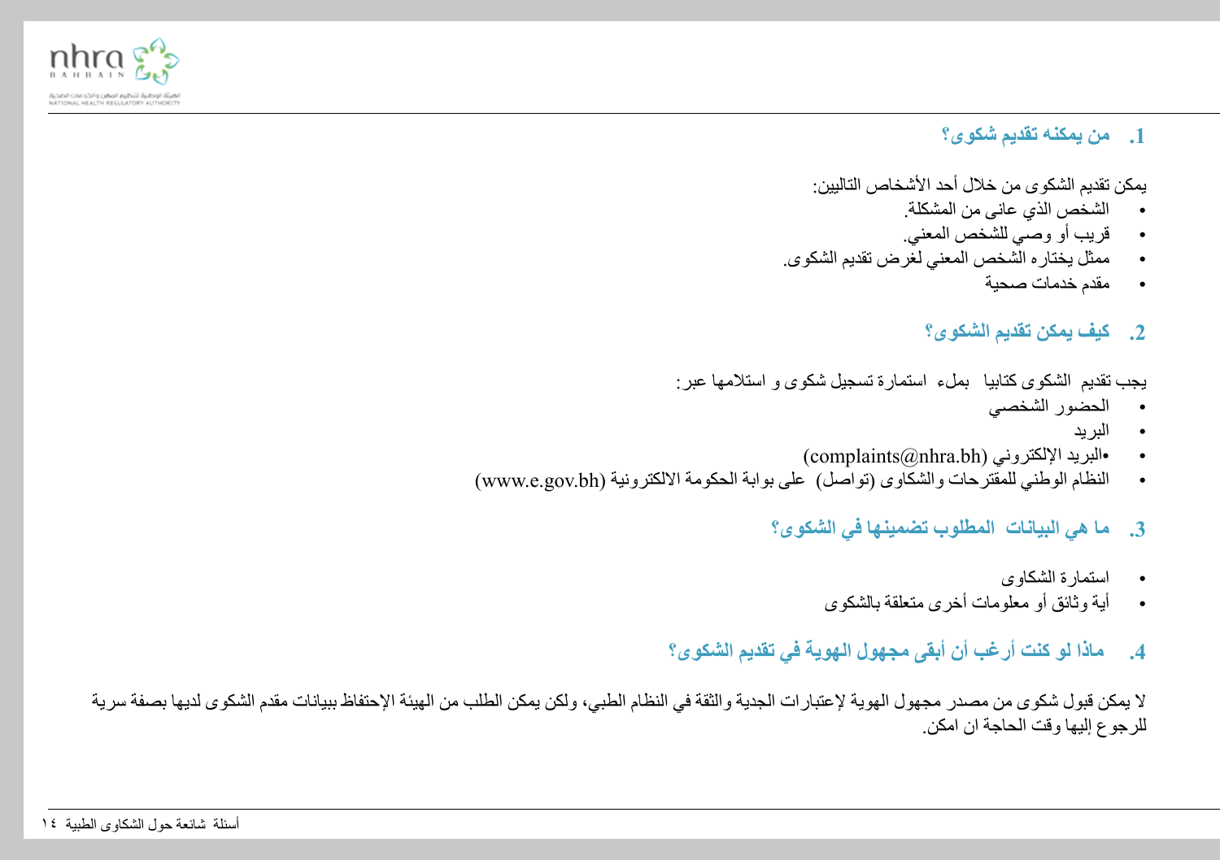## 1. من يمكنه تقديم شكوى؟

يمكن تقديم الشكوى من خلال أحد الأشخاص التاليين:

- الشخص الذي عانى من المشكلة.
- قريب أو وصي للشخص المعني.
- ممثل يختاره الشخص المعني لغرض تقديم الشكوى.
- مقدم خدمات صحية

## 2. كيف يمكن تقديم الشكوى؟

يجب تقديم الشكوى كتابيا بملء استمارة تسجيل شكوى و استلامها عبر:

- الحضور الشخصي
- البريد
- البريد الإلكتروني (complaints@nhra.bh)
- النظام الوطني للمقترحات والشكاوى (تواصل) على بوابة الحكومة الالكترونية (www.e.gov.bh)

## 3. ما هي البيانات المطلوب تضمينها في الشكوى؟

- استمارة الشكاوى
- أية وثائق أو معلومات أخرى متعلقة بالشكوى

## 4. ماذا لو كنت أرغب أن أبقى مجهول الهوية في تقديم الشكوى؟

لا يمكن قبول شكوى من مصدر مجهول الهوية لإعتبارات الجدية والثقة في النظام الطبي، ولكن يمكن الطلب من الهيئة الإحتفاظ ببيانات مقدم الشكوى لديها بصفة سرية للرجوع إليها وقت الحاجة ان امكن.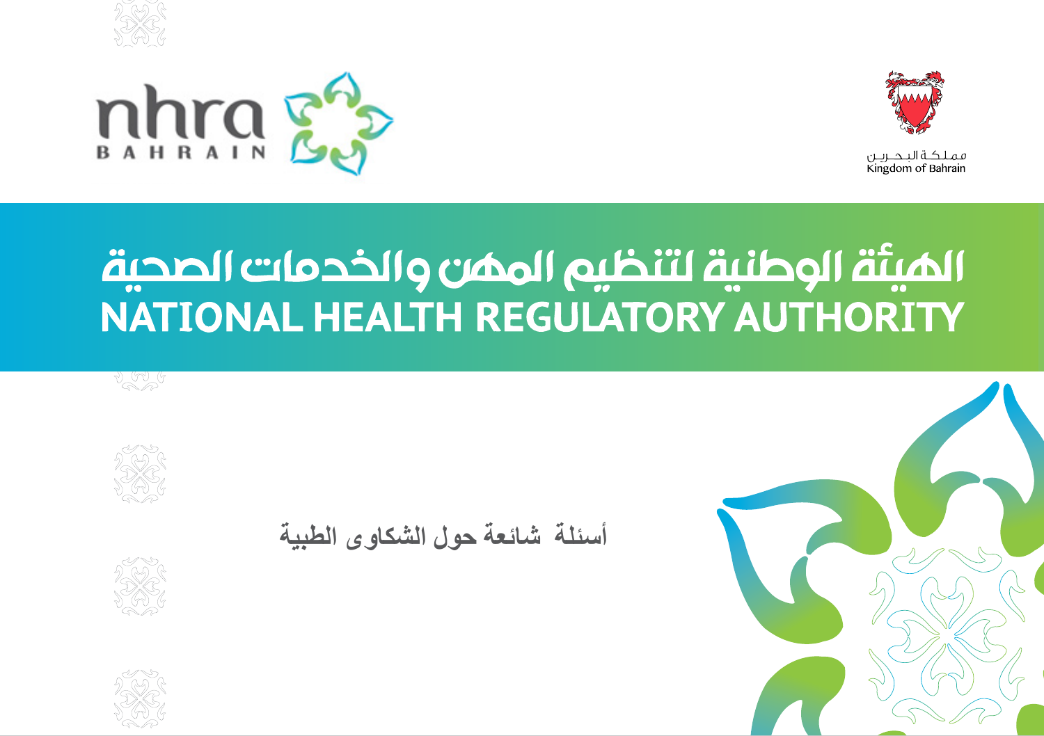nhra
BAHRAIN

مملكة البحرين
Kingdom of Bahrain

# الهيئة الوطنية لتنظيم المهن والخدمات الصحية
# NATIONAL HEALTH REGULATORY AUTHORITY

**أسئلة شائعة حول الشكاوى الطبية**